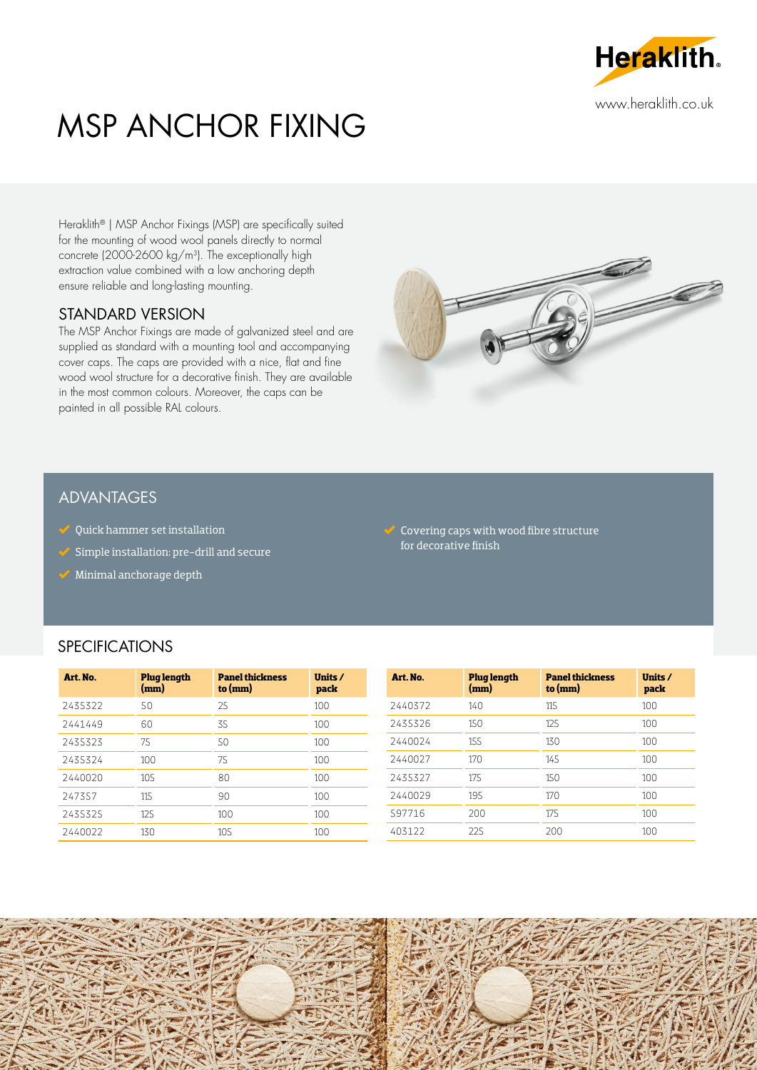# MSP ANCHOR FIXING

Heraklith® | MSP Anchor Fixings (MSP) are specifically suited for the mounting of wood wool panels directly to normal concrete (2000-2600 kg/m³). The exceptionally high extraction value combined with a low anchoring depth ensure reliable and long-lasting mounting.

## STANDARD VERSION

The MSP Anchor Fixings are made of galvanized steel and are supplied as standard with a mounting tool and accompanying cover caps. The caps are provided with a nice, flat and fine wood wool structure for a decorative finish. They are available in the most common colours. Moreover, the caps can be painted in all possible RAL colours.

## ADVANTAGES

- Quick hammer set installation
- Simple installation: pre-drill and secure
- Minimal anchorage depth
- Covering caps with wood fibre structure for decorative finish

## SPECIFICATIONS

| Art. No. | Plug length (mm) | Panel thickness to (mm) | Units / pack |
|---|---|---|---|
| 2435322 | 50 | 25 | 100 |
| 2441449 | 60 | 35 | 100 |
| 2435323 | 75 | 50 | 100 |
| 2435324 | 100 | 75 | 100 |
| 2440020 | 105 | 80 | 100 |
| 247357 | 115 | 90 | 100 |
| 2435325 | 125 | 100 | 100 |
| 2440022 | 130 | 105 | 100 |

| Art. No. | Plug length (mm) | Panel thickness to (mm) | Units / pack |
|---|---|---|---|
| 2440372 | 140 | 115 | 100 |
| 2435326 | 150 | 125 | 100 |
| 2440024 | 155 | 130 | 100 |
| 2440027 | 170 | 145 | 100 |
| 2435327 | 175 | 150 | 100 |
| 2440029 | 195 | 170 | 100 |
| 597716 | 200 | 175 | 100 |
| 403122 | 225 | 200 | 100 |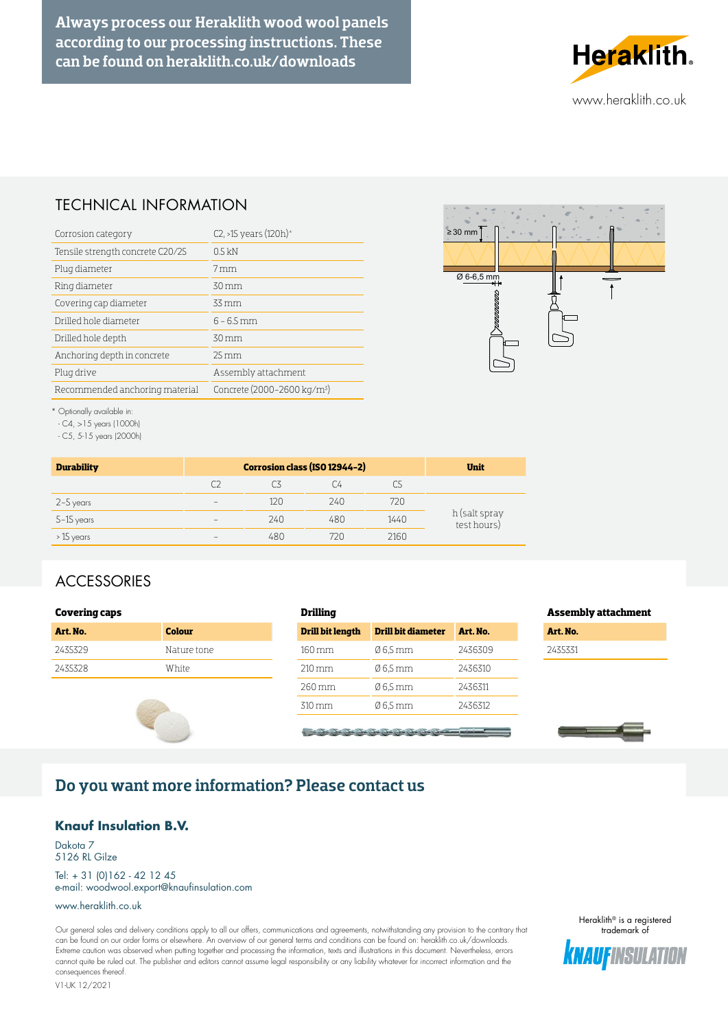Always process our Heraklith wood wool panels according to our processing instructions. These can be found on heraklith.co.uk/downloads

Heraklith®

www.heraklith.co.uk

## TECHNICAL INFORMATION

| | |
|---|---|
| Corrosion category | C2, >15 years (120h)* |
| Tensile strength concrete C20/25 | 0.5 kN |
| Plug diameter | 7 mm |
| Ring diameter | 30 mm |
| Covering cap diameter | 33 mm |
| Drilled hole diameter | 6 - 6.5 mm |
| Drilled hole depth | 30 mm |
| Anchoring depth in concrete | 25 mm |
| Plug drive | Assembly attachment |
| Recommended anchoring material | Concrete (2000-2600 kg/m³) |

≥ 30 mm

Ø 6-6,5 mm

\* Optionally available in:
- C4, >15 years (1000h)
- C5, 5-15 years (2000h)

| Durability | Corrosion class (ISO 12944-2) | | | | Unit |
|---|---|---|---|---|---|
| | C2 | C3 | C4 | C5 | |
| 2–5 years | – | 120 | 240 | 720 | h (salt spray test hours) |
| 5–15 years | – | 240 | 480 | 1440 | |
| > 15 years | – | 480 | 720 | 2160 | |

## ACCESSORIES

### Covering caps

| Art. No. | Colour |
|---|---|
| 2435329 | Nature tone |
| 2435328 | White |

### Drilling

| Drill bit length | Drill bit diameter | Art. No. |
|---|---|---|
| 160 mm | Ø 6,5 mm | 2436309 |
| 210 mm | Ø 6,5 mm | 2436310 |
| 260 mm | Ø 6,5 mm | 2436311 |
| 310 mm | Ø 6,5 mm | 2436312 |

### Assembly attachment

| Art. No. |
|---|
| 2435331 |

## Do you want more information? Please contact us

### Knauf Insulation B.V.

Dakota 7
5126 RL Gilze

Tel: + 31 (0)162 - 42 12 45
e-mail: woodwool.export@knaufinsulation.com

www.heraklith.co.uk

Our general sales and delivery conditions apply to all our offers, communications and agreements, notwithstanding any provision to the contrary that can be found on our order forms or elsewhere. An overview of our general terms and conditions can be found on: heraklith.co.uk/downloads. Extreme caution was observed when putting together and processing the information, texts and illustrations in this document. Nevertheless, errors cannot quite be ruled out. The publisher and editors cannot assume legal responsibility or any liability whatever for incorrect information and the consequences thereof.

V1-UK 12/2021

Heraklith® is a registered trademark of

KNAUF INSULATION